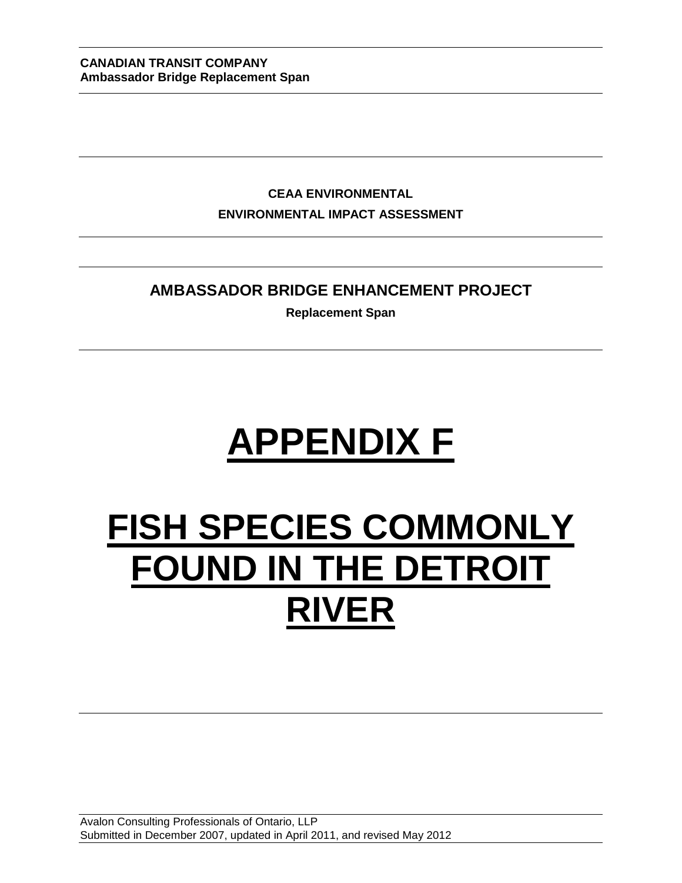**CANADIAN TRANSIT COMPANY**
**Ambassador Bridge Replacement Span**

**CEAA ENVIRONMENTAL**

**ENVIRONMENTAL IMPACT ASSESSMENT**

## AMBASSADOR BRIDGE ENHANCEMENT PROJECT

**Replacement Span**

# APPENDIX F

# FISH SPECIES COMMONLY FOUND IN THE DETROIT RIVER

Avalon Consulting Professionals of Ontario, LLP
Submitted in December 2007, updated in April 2011, and revised May 2012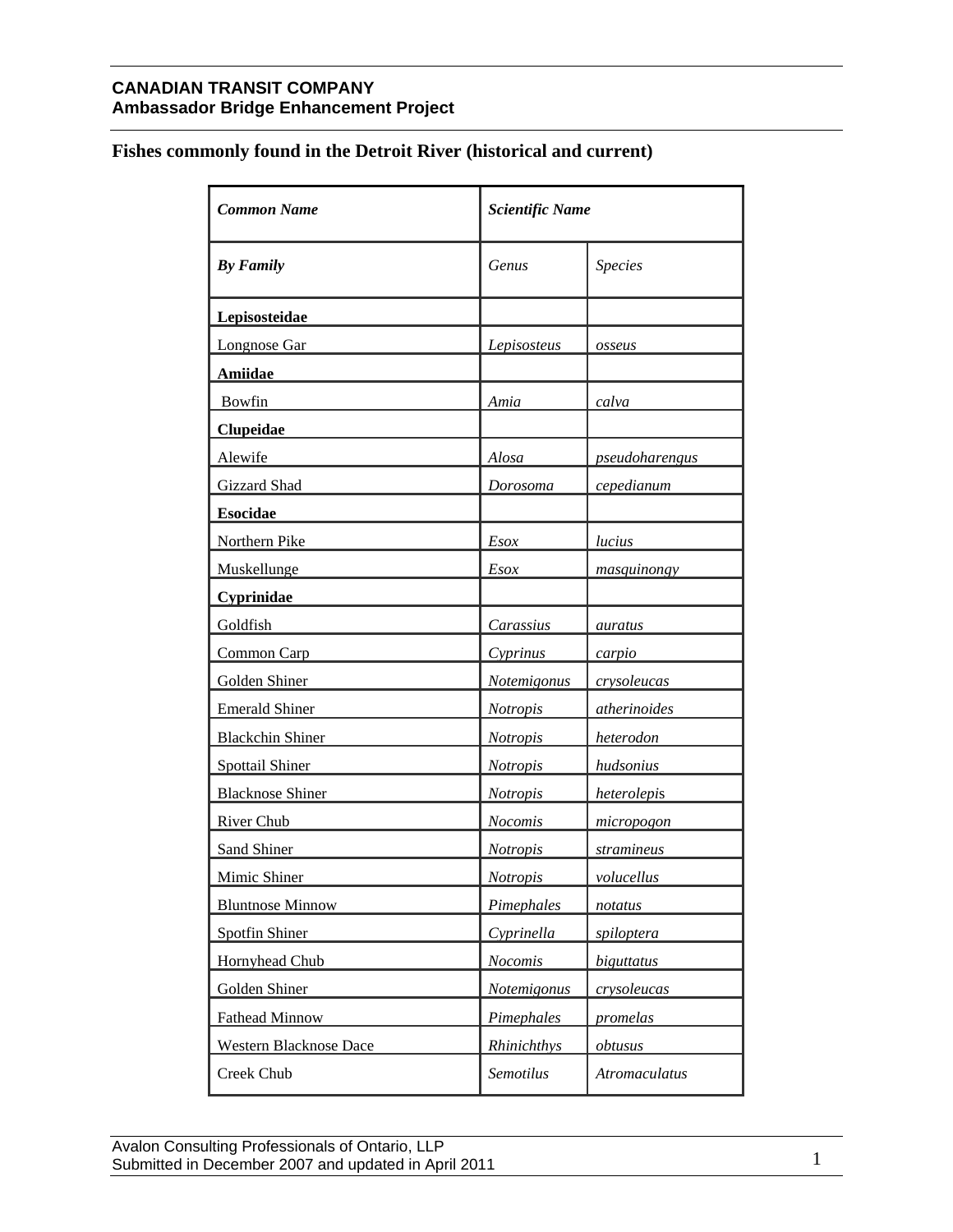## Fishes commonly found in the Detroit River (historical and current)

| ***Common Name*** | ***Scientific Name*** | |
|---|---|---|
| ***By Family*** | *Genus* | *Species* |
| **Lepisosteidae** | | |
| Longnose Gar | *Lepisosteus* | *osseus* |
| **Amiidae** | | |
| Bowfin | *Amia* | *calva* |
| **Clupeidae** | | |
| Alewife | *Alosa* | *pseudoharengus* |
| Gizzard Shad | *Dorosoma* | *cepedianum* |
| **Esocidae** | | |
| Northern Pike | *Esox* | *lucius* |
| Muskellunge | *Esox* | *masquinongy* |
| **Cyprinidae** | | |
| Goldfish | *Carassius* | *auratus* |
| Common Carp | *Cyprinus* | *carpio* |
| Golden Shiner | *Notemigonus* | *crysoleucas* |
| Emerald Shiner | *Notropis* | *atherinoides* |
| Blackchin Shiner | *Notropis* | *heterodon* |
| Spottail Shiner | *Notropis* | *hudsonius* |
| Blacknose Shiner | *Notropis* | *heterolepis* |
| River Chub | *Nocomis* | *micropogon* |
| Sand Shiner | *Notropis* | *stramineus* |
| Mimic Shiner | *Notropis* | *volucellus* |
| Bluntnose Minnow | *Pimephales* | *notatus* |
| Spotfin Shiner | *Cyprinella* | *spiloptera* |
| Hornyhead Chub | *Nocomis* | *biguttatus* |
| Golden Shiner | *Notemigonus* | *crysoleucas* |
| Fathead Minnow | *Pimephales* | *promelas* |
| Western Blacknose Dace | *Rhinichthys* | *obtusus* |
| Creek Chub | *Semotilus* | *Atromaculatus* |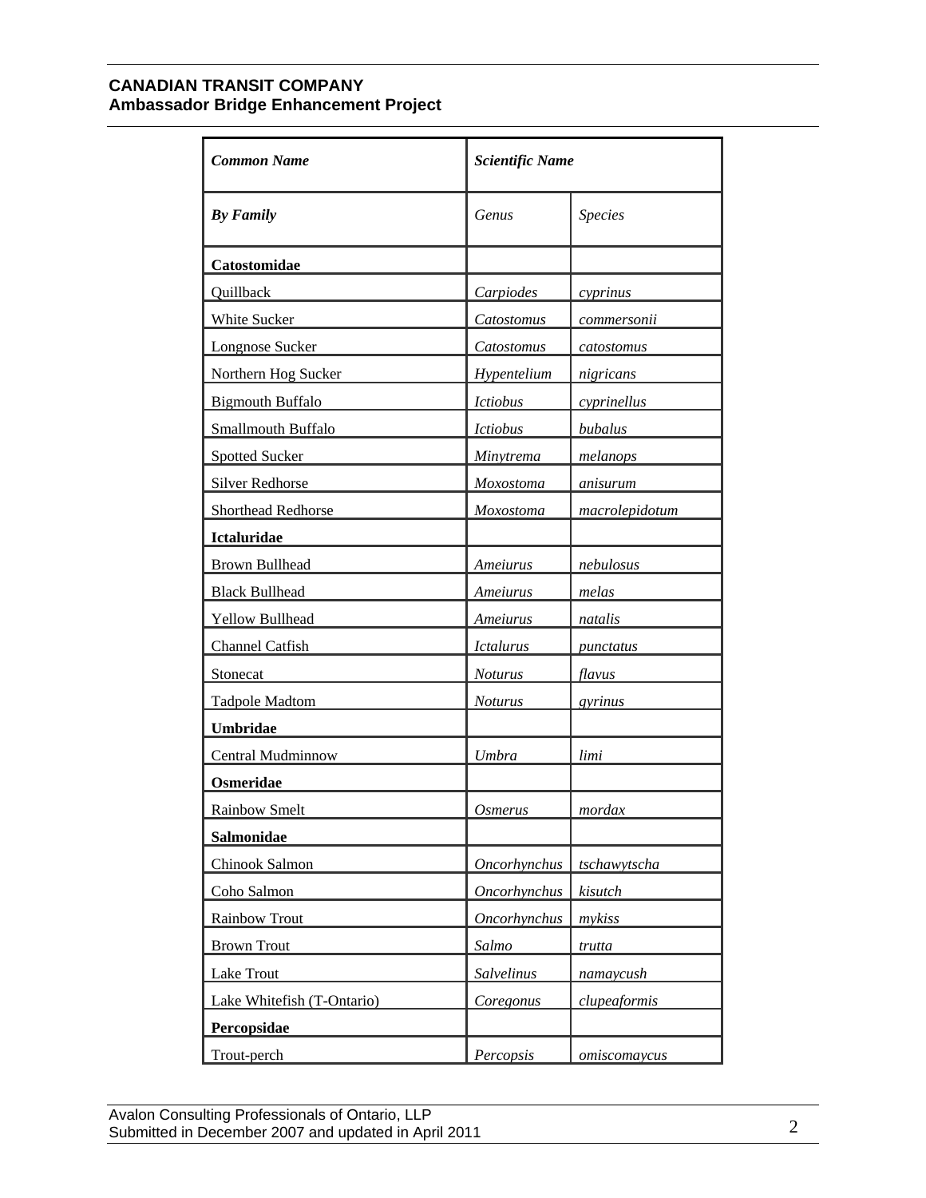| *Common Name* | *Scientific Name* | |
|---|---|---|
| ***By Family*** | *Genus* | *Species* |
| **Catostomidae** | | |
| Quillback | *Carpiodes* | *cyprinus* |
| White Sucker | *Catostomus* | *commersonii* |
| Longnose Sucker | *Catostomus* | *catostomus* |
| Northern Hog Sucker | *Hypentelium* | *nigricans* |
| Bigmouth Buffalo | *Ictiobus* | *cyprinellus* |
| Smallmouth Buffalo | *Ictiobus* | *bubalus* |
| Spotted Sucker | *Minytrema* | *melanops* |
| Silver Redhorse | *Moxostoma* | *anisurum* |
| Shorthead Redhorse | *Moxostoma* | *macrolepidotum* |
| **Ictaluridae** | | |
| Brown Bullhead | *Ameiurus* | *nebulosus* |
| Black Bullhead | *Ameiurus* | *melas* |
| Yellow Bullhead | *Ameiurus* | *natalis* |
| Channel Catfish | *Ictalurus* | *punctatus* |
| Stonecat | *Noturus* | *flavus* |
| Tadpole Madtom | *Noturus* | *gyrinus* |
| **Umbridae** | | |
| Central Mudminnow | *Umbra* | *limi* |
| **Osmeridae** | | |
| Rainbow Smelt | *Osmerus* | *mordax* |
| **Salmonidae** | | |
| Chinook Salmon | *Oncorhynchus* | *tschawytscha* |
| Coho Salmon | *Oncorhynchus* | *kisutch* |
| Rainbow Trout | *Oncorhynchus* | *mykiss* |
| Brown Trout | *Salmo* | *trutta* |
| Lake Trout | *Salvelinus* | *namaycush* |
| Lake Whitefish (T-Ontario) | *Coregonus* | *clupeaformis* |
| **Percopsidae** | | |
| Trout-perch | *Percopsis* | *omiscomaycus* |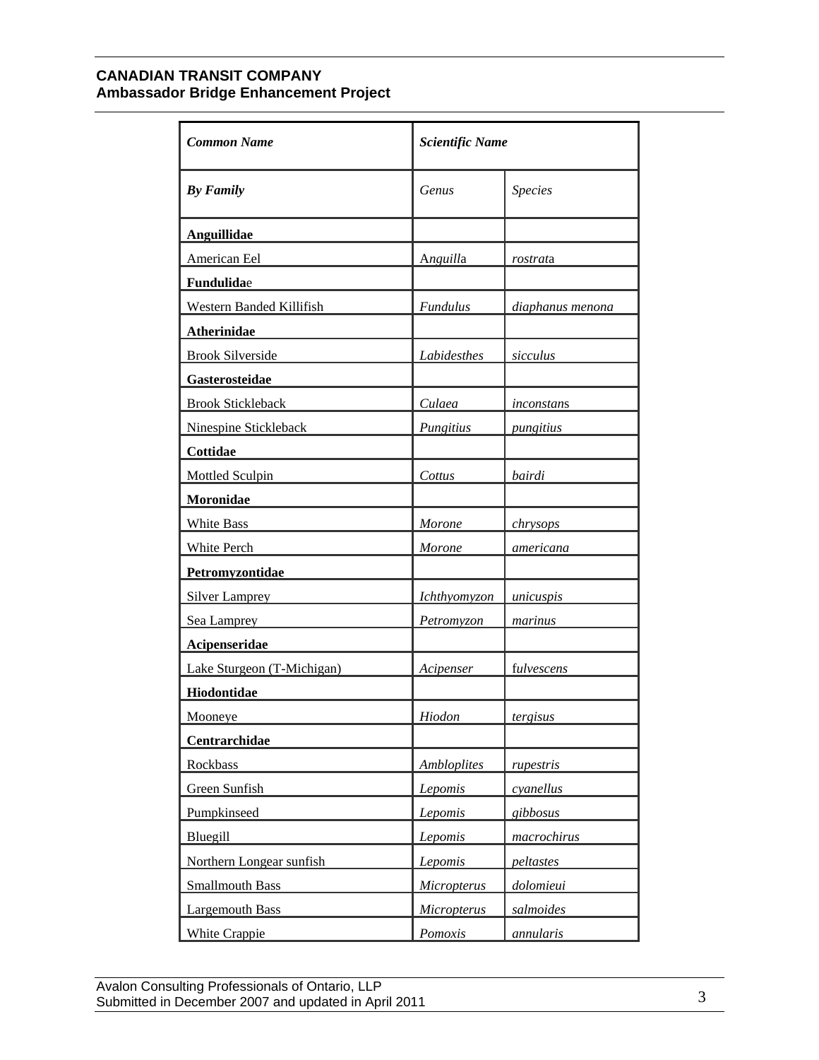| *Common Name* | *Scientific Name* | |
|---|---|---|
| ***By Family*** | *Genus* | *Species* |
| **Anguillidae** | | |
| American Eel | *Anguilla* | *rostrata* |
| **Fundulidae** | | |
| Western Banded Killifish | *Fundulus* | *diaphanus menona* |
| **Atherinidae** | | |
| Brook Silverside | *Labidesthes* | *sicculus* |
| **Gasterosteidae** | | |
| Brook Stickleback | *Culaea* | *inconstans* |
| Ninespine Stickleback | *Pungitius* | *pungitius* |
| **Cottidae** | | |
| Mottled Sculpin | *Cottus* | *bairdi* |
| **Moronidae** | | |
| White Bass | *Morone* | *chrysops* |
| White Perch | *Morone* | *americana* |
| **Petromyzontidae** | | |
| Silver Lamprey | *Ichthyomyzon* | *unicuspis* |
| Sea Lamprey | *Petromyzon* | *marinus* |
| **Acipenseridae** | | |
| Lake Sturgeon (T-Michigan) | *Acipenser* | *fulvescens* |
| **Hiodontidae** | | |
| Mooneye | *Hiodon* | *tergisus* |
| **Centrarchidae** | | |
| Rockbass | *Ambloplites* | *rupestris* |
| Green Sunfish | *Lepomis* | *cyanellus* |
| Pumpkinseed | *Lepomis* | *gibbosus* |
| Bluegill | *Lepomis* | *macrochirus* |
| Northern Longear sunfish | *Lepomis* | *peltastes* |
| Smallmouth Bass | *Micropterus* | *dolomieui* |
| Largemouth Bass | *Micropterus* | *salmoides* |
| White Crappie | *Pomoxis* | *annularis* |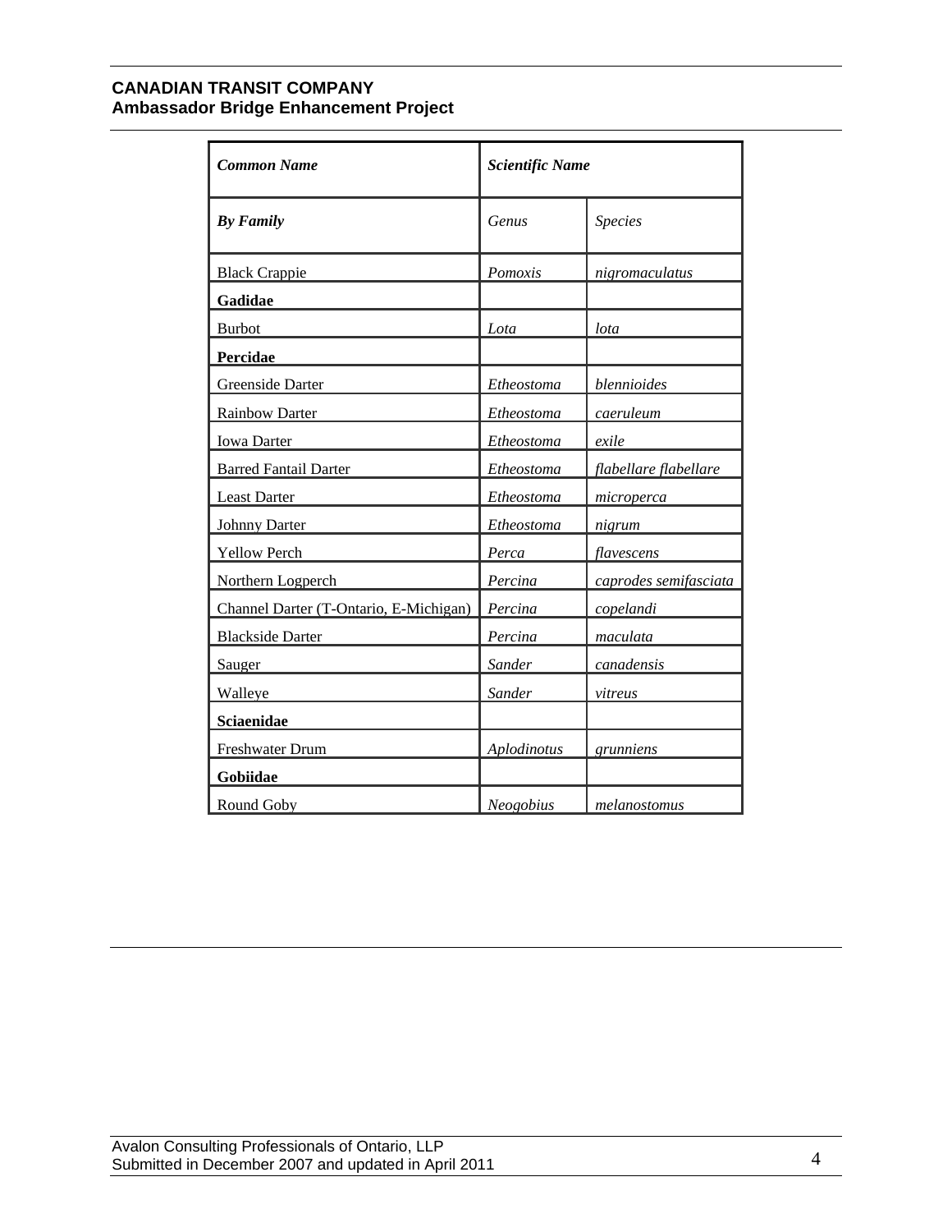| *Common Name* | *Scientific Name* | |
|---|---|---|
| ***By Family*** | *Genus* | *Species* |
| Black Crappie | *Pomoxis* | *nigromaculatus* |
| **Gadidae** | | |
| Burbot | *Lota* | *lota* |
| **Percidae** | | |
| Greenside Darter | *Etheostoma* | *blennioides* |
| Rainbow Darter | *Etheostoma* | *caeruleum* |
| Iowa Darter | *Etheostoma* | *exile* |
| Barred Fantail Darter | *Etheostoma* | *flabellare flabellare* |
| Least Darter | *Etheostoma* | *microperca* |
| Johnny Darter | *Etheostoma* | *nigrum* |
| Yellow Perch | *Perca* | *flavescens* |
| Northern Logperch | *Percina* | *caprodes semifasciata* |
| Channel Darter (T-Ontario, E-Michigan) | *Percina* | *copelandi* |
| Blackside Darter | *Percina* | *maculata* |
| Sauger | *Sander* | *canadensis* |
| Walleye | *Sander* | *vitreus* |
| **Sciaenidae** | | |
| Freshwater Drum | *Aplodinotus* | *grunniens* |
| **Gobiidae** | | |
| Round Goby | *Neogobius* | *melanostomus* |